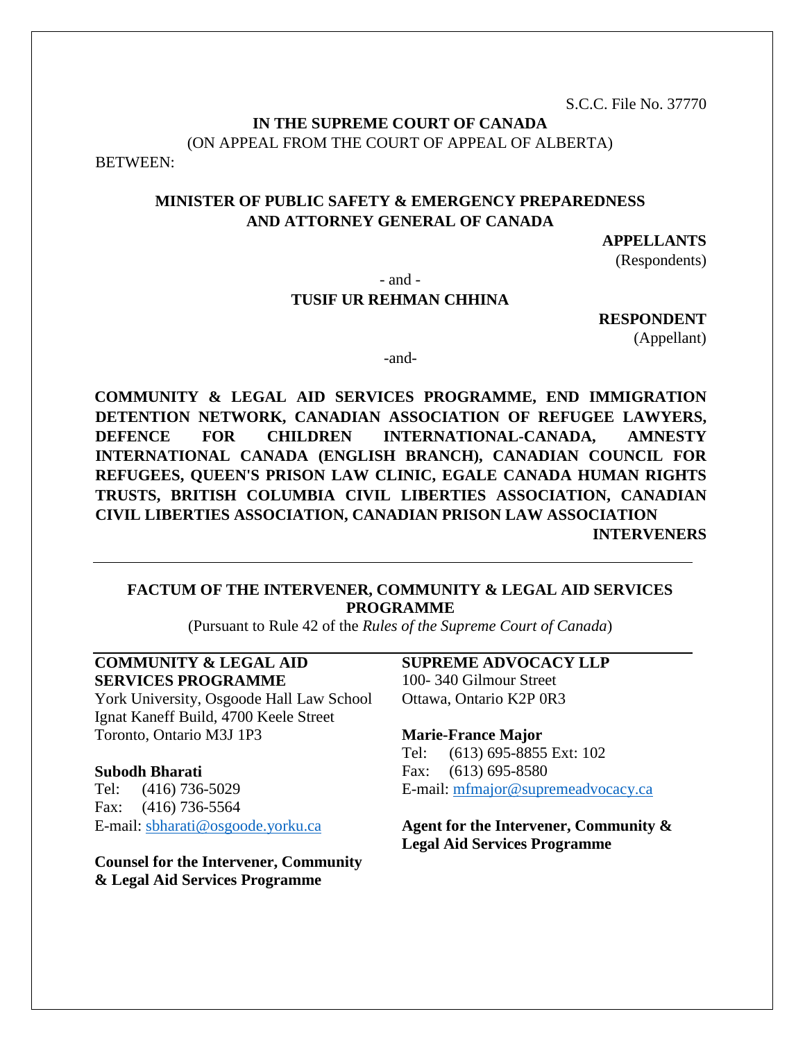S.C.C. File No. 37770

**IN THE SUPREME COURT OF CANADA**

(ON APPEAL FROM THE COURT OF APPEAL OF ALBERTA)

BETWEEN:

**MINISTER OF PUBLIC SAFETY & EMERGENCY PREPAREDNESS AND ATTORNEY GENERAL OF CANADA**

**APPELLANTS**
(Respondents)

- and -

**TUSIF UR REHMAN CHHINA**

**RESPONDENT**
(Appellant)

-and-

**COMMUNITY & LEGAL AID SERVICES PROGRAMME, END IMMIGRATION DETENTION NETWORK, CANADIAN ASSOCIATION OF REFUGEE LAWYERS, DEFENCE FOR CHILDREN INTERNATIONAL-CANADA, AMNESTY INTERNATIONAL CANADA (ENGLISH BRANCH), CANADIAN COUNCIL FOR REFUGEES, QUEEN'S PRISON LAW CLINIC, EGALE CANADA HUMAN RIGHTS TRUSTS, BRITISH COLUMBIA CIVIL LIBERTIES ASSOCIATION, CANADIAN CIVIL LIBERTIES ASSOCIATION, CANADIAN PRISON LAW ASSOCIATION**

**INTERVENERS**

---

**FACTUM OF THE INTERVENER, COMMUNITY & LEGAL AID SERVICES PROGRAMME**

(Pursuant to Rule 42 of the *Rules of the Supreme Court of Canada*)

---

**COMMUNITY & LEGAL AID SERVICES PROGRAMME**
York University, Osgoode Hall Law School
Ignat Kaneff Build, 4700 Keele Street
Toronto, Ontario M3J 1P3

**Subodh Bharati**
Tel: (416) 736-5029
Fax: (416) 736-5564
E-mail: sbharati@osgoode.yorku.ca

**Counsel for the Intervener, Community & Legal Aid Services Programme**

**SUPREME ADVOCACY LLP**
100- 340 Gilmour Street
Ottawa, Ontario K2P 0R3

**Marie-France Major**
Tel: (613) 695-8855 Ext: 102
Fax: (613) 695-8580
E-mail: mfmajor@supremeadvocacy.ca

**Agent for the Intervener, Community & Legal Aid Services Programme**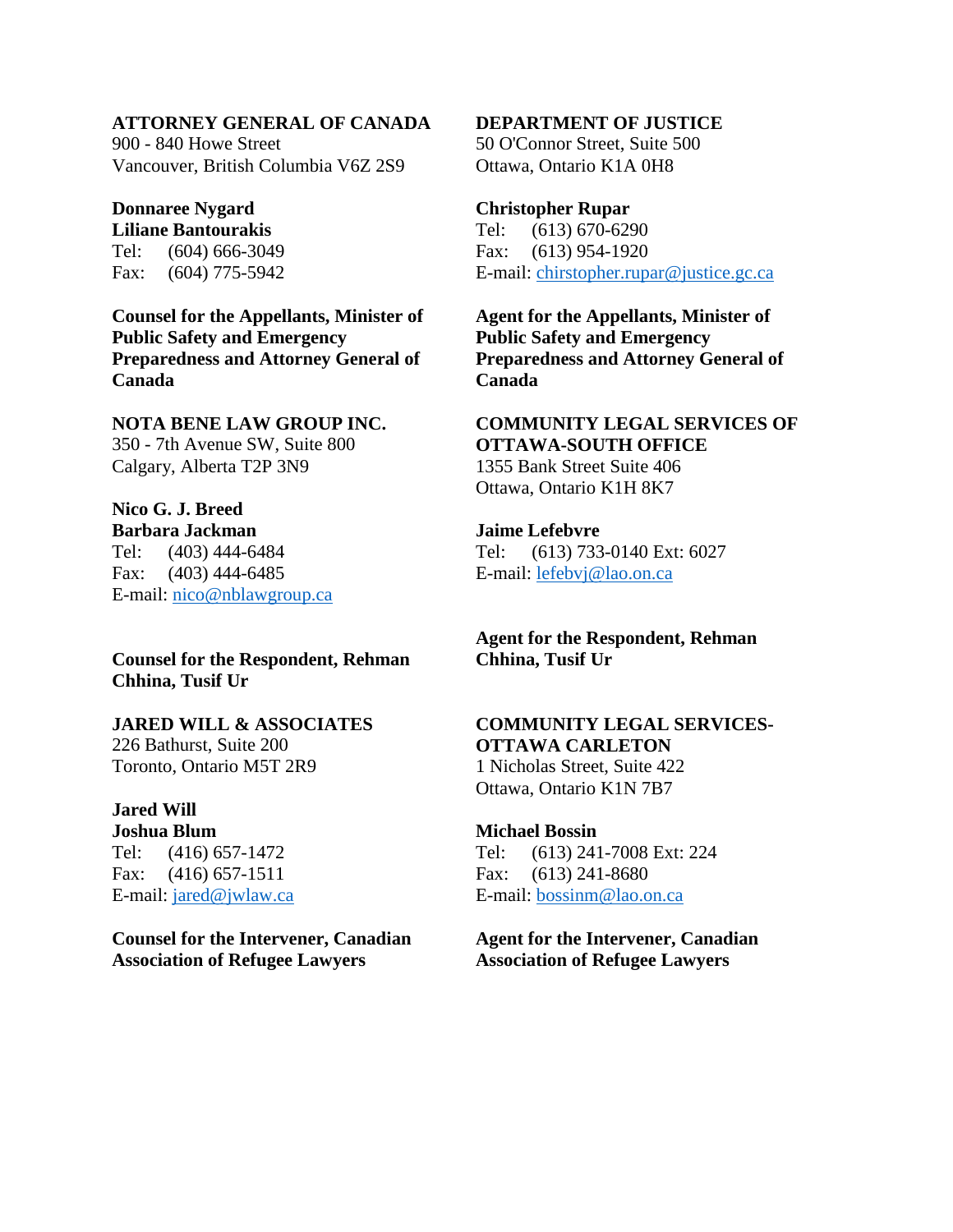**ATTORNEY GENERAL OF CANADA**
900 - 840 Howe Street
Vancouver, British Columbia V6Z 2S9

**Donnaree Nygard**
**Liliane Bantourakis**
Tel: (604) 666-3049
Fax: (604) 775-5942

**Counsel for the Appellants, Minister of Public Safety and Emergency Preparedness and Attorney General of Canada**

**DEPARTMENT OF JUSTICE**
50 O'Connor Street, Suite 500
Ottawa, Ontario K1A 0H8

**Christopher Rupar**
Tel: (613) 670-6290
Fax: (613) 954-1920
E-mail: chirstopher.rupar@justice.gc.ca

**Agent for the Appellants, Minister of Public Safety and Emergency Preparedness and Attorney General of Canada**

**NOTA BENE LAW GROUP INC.**
350 - 7th Avenue SW, Suite 800
Calgary, Alberta T2P 3N9

**Nico G. J. Breed**
**Barbara Jackman**
Tel: (403) 444-6484
Fax: (403) 444-6485
E-mail: nico@nblawgroup.ca

**Counsel for the Respondent, Rehman Chhina, Tusif Ur**

**COMMUNITY LEGAL SERVICES OF OTTAWA-SOUTH OFFICE**
1355 Bank Street Suite 406
Ottawa, Ontario K1H 8K7

**Jaime Lefebvre**
Tel: (613) 733-0140 Ext: 6027
E-mail: lefebvj@lao.on.ca

**Agent for the Respondent, Rehman Chhina, Tusif Ur**

**JARED WILL & ASSOCIATES**
226 Bathurst, Suite 200
Toronto, Ontario M5T 2R9

**Jared Will**
**Joshua Blum**
Tel: (416) 657-1472
Fax: (416) 657-1511
E-mail: jared@jwlaw.ca

**Counsel for the Intervener, Canadian Association of Refugee Lawyers**

**COMMUNITY LEGAL SERVICES-OTTAWA CARLETON**
1 Nicholas Street, Suite 422
Ottawa, Ontario K1N 7B7

**Michael Bossin**
Tel: (613) 241-7008 Ext: 224
Fax: (613) 241-8680
E-mail: bossinm@lao.on.ca

**Agent for the Intervener, Canadian Association of Refugee Lawyers**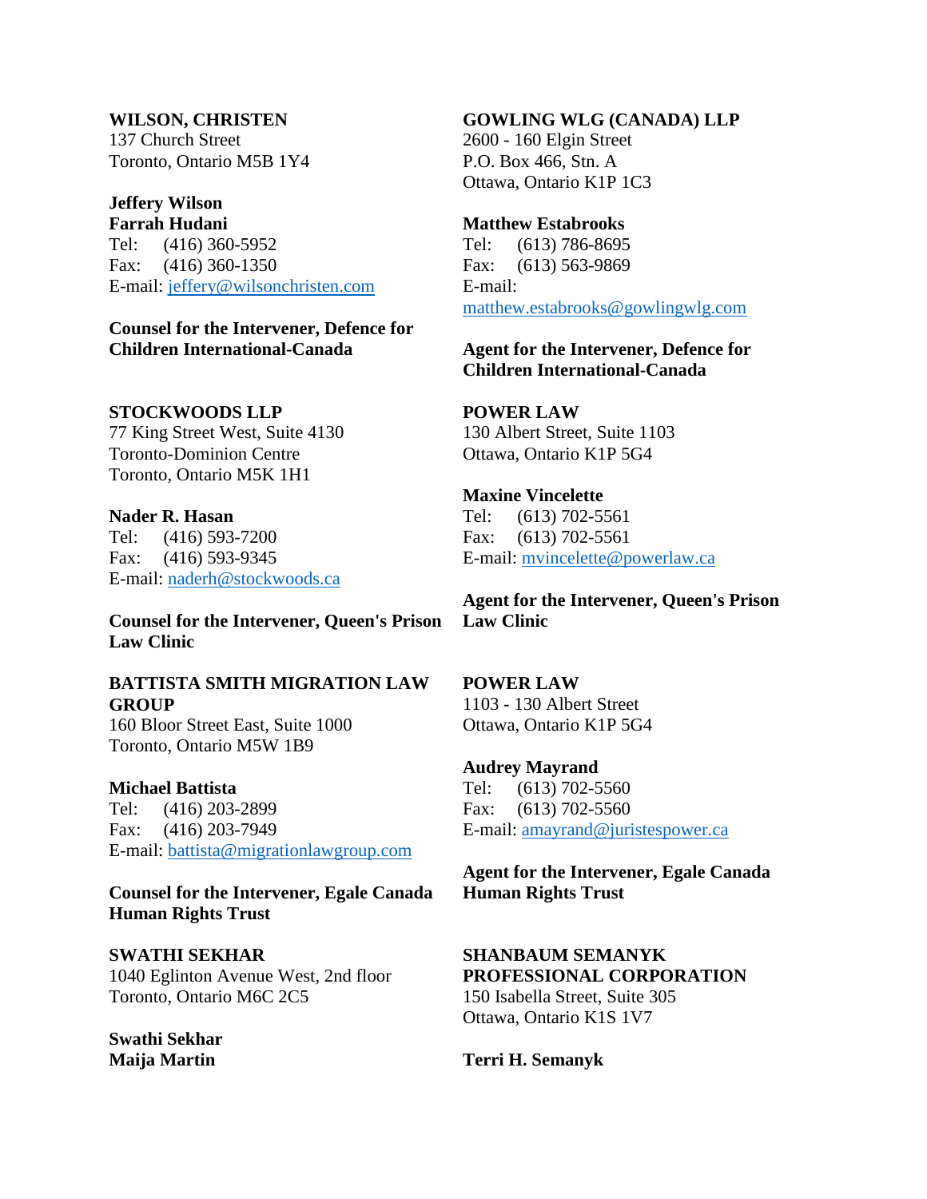**WILSON, CHRISTEN**
137 Church Street
Toronto, Ontario M5B 1Y4

**Jeffery Wilson**
**Farrah Hudani**
Tel: (416) 360-5952
Fax: (416) 360-1350
E-mail: jeffery@wilsonchristen.com

**Counsel for the Intervener, Defence for Children International-Canada**

**GOWLING WLG (CANADA) LLP**
2600 - 160 Elgin Street
P.O. Box 466, Stn. A
Ottawa, Ontario K1P 1C3

**Matthew Estabrooks**
Tel: (613) 786-8695
Fax: (613) 563-9869
E-mail: matthew.estabrooks@gowlingwlg.com

**Agent for the Intervener, Defence for Children International-Canada**

**STOCKWOODS LLP**
77 King Street West, Suite 4130
Toronto-Dominion Centre
Toronto, Ontario M5K 1H1

**Nader R. Hasan**
Tel: (416) 593-7200
Fax: (416) 593-9345
E-mail: naderh@stockwoods.ca

**Counsel for the Intervener, Queen's Prison Law Clinic**

**POWER LAW**
130 Albert Street, Suite 1103
Ottawa, Ontario K1P 5G4

**Maxine Vincelette**
Tel: (613) 702-5561
Fax: (613) 702-5561
E-mail: mvincelette@powerlaw.ca

**Agent for the Intervener, Queen's Prison Law Clinic**

**BATTISTA SMITH MIGRATION LAW GROUP**
160 Bloor Street East, Suite 1000
Toronto, Ontario M5W 1B9

**Michael Battista**
Tel: (416) 203-2899
Fax: (416) 203-7949
E-mail: battista@migrationlawgroup.com

**Counsel for the Intervener, Egale Canada Human Rights Trust**

**POWER LAW**
1103 - 130 Albert Street
Ottawa, Ontario K1P 5G4

**Audrey Mayrand**
Tel: (613) 702-5560
Fax: (613) 702-5560
E-mail: amayrand@juristespower.ca

**Agent for the Intervener, Egale Canada Human Rights Trust**

**SWATHI SEKHAR**
1040 Eglinton Avenue West, 2nd floor
Toronto, Ontario M6C 2C5

**Swathi Sekhar**
**Maija Martin**

**SHANBAUM SEMANYK PROFESSIONAL CORPORATION**
150 Isabella Street, Suite 305
Ottawa, Ontario K1S 1V7

**Terri H. Semanyk**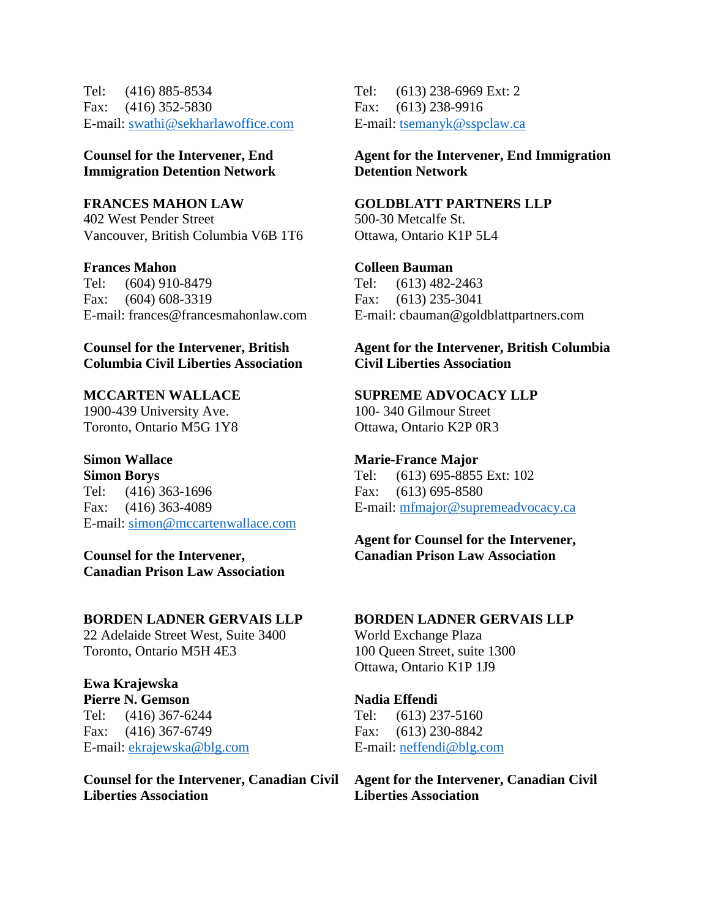Tel: (416) 885-8534
Fax: (416) 352-5830
E-mail: swathi@sekharlawoffice.com

**Counsel for the Intervener, End Immigration Detention Network**

Tel: (613) 238-6969 Ext: 2
Fax: (613) 238-9916
E-mail: tsemanyk@sspclaw.ca

**Agent for the Intervener, End Immigration Detention Network**

**FRANCES MAHON LAW**
402 West Pender Street
Vancouver, British Columbia V6B 1T6

**Frances Mahon**
Tel: (604) 910-8479
Fax: (604) 608-3319
E-mail: frances@francesmahonlaw.com

**Counsel for the Intervener, British Columbia Civil Liberties Association**

**GOLDBLATT PARTNERS LLP**
500-30 Metcalfe St.
Ottawa, Ontario K1P 5L4

**Colleen Bauman**
Tel: (613) 482-2463
Fax: (613) 235-3041
E-mail: cbauman@goldblattpartners.com

**Agent for the Intervener, British Columbia Civil Liberties Association**

**MCCARTEN WALLACE**
1900-439 University Ave.
Toronto, Ontario M5G 1Y8

**Simon Wallace**
**Simon Borys**
Tel: (416) 363-1696
Fax: (416) 363-4089
E-mail: simon@mccartenwallace.com

**Counsel for the Intervener, Canadian Prison Law Association**

**SUPREME ADVOCACY LLP**
100- 340 Gilmour Street
Ottawa, Ontario K2P 0R3

**Marie-France Major**
Tel: (613) 695-8855 Ext: 102
Fax: (613) 695-8580
E-mail: mfmajor@supremeadvocacy.ca

**Agent for Counsel for the Intervener, Canadian Prison Law Association**

**BORDEN LADNER GERVAIS LLP**
22 Adelaide Street West, Suite 3400
Toronto, Ontario M5H 4E3

**Ewa Krajewska**
**Pierre N. Gemson**
Tel: (416) 367-6244
Fax: (416) 367-6749
E-mail: ekrajewska@blg.com

**Counsel for the Intervener, Canadian Civil Liberties Association**

**BORDEN LADNER GERVAIS LLP**
World Exchange Plaza
100 Queen Street, suite 1300
Ottawa, Ontario K1P 1J9

**Nadia Effendi**
Tel: (613) 237-5160
Fax: (613) 230-8842
E-mail: neffendi@blg.com

**Agent for the Intervener, Canadian Civil Liberties Association**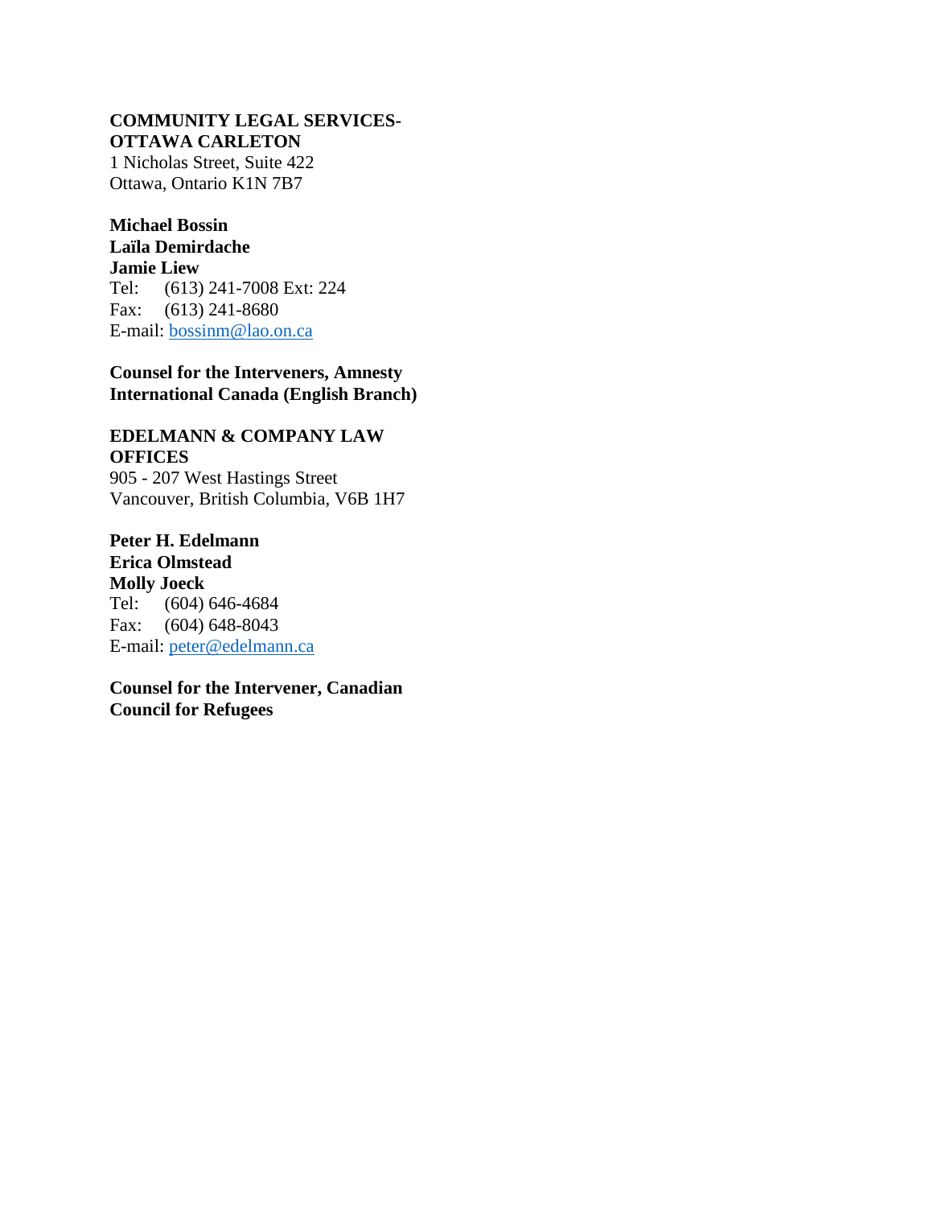**COMMUNITY LEGAL SERVICES-OTTAWA CARLETON**
1 Nicholas Street, Suite 422
Ottawa, Ontario K1N 7B7

**Michael Bossin**
**Laïla Demirdache**
**Jamie Liew**
Tel: (613) 241-7008 Ext: 224
Fax: (613) 241-8680
E-mail: bossinm@lao.on.ca

**Counsel for the Interveners, Amnesty International Canada (English Branch)**

**EDELMANN & COMPANY LAW OFFICES**
905 - 207 West Hastings Street
Vancouver, British Columbia, V6B 1H7

**Peter H. Edelmann**
**Erica Olmstead**
**Molly Joeck**
Tel: (604) 646-4684
Fax: (604) 648-8043
E-mail: peter@edelmann.ca

**Counsel for the Intervener, Canadian Council for Refugees**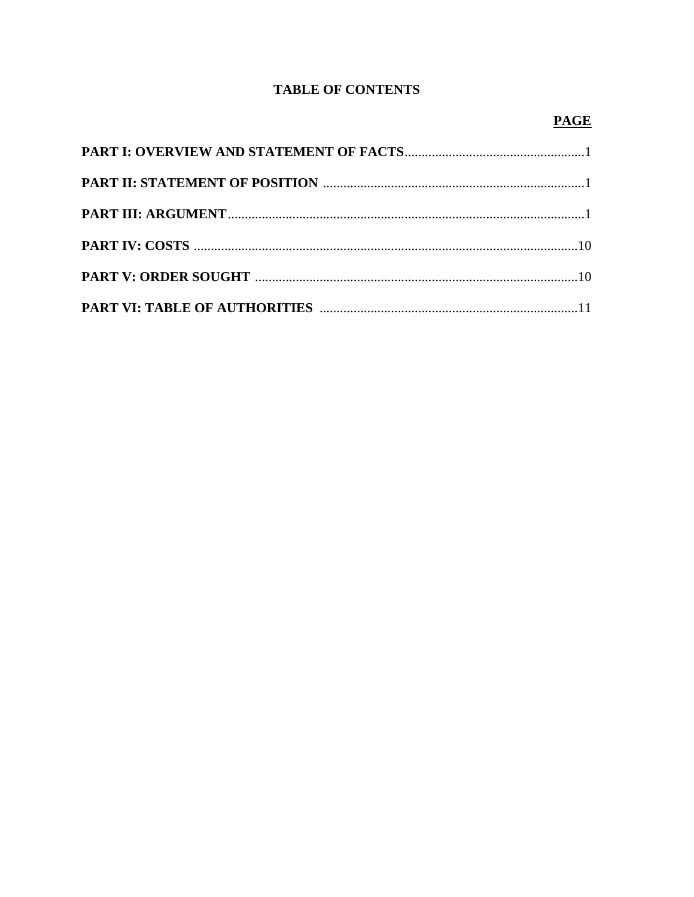## TABLE OF CONTENTS

| | PAGE |
| --- | --- |
| **PART I: OVERVIEW AND STATEMENT OF FACTS** | 1 |
| **PART II: STATEMENT OF POSITION** | 1 |
| **PART III: ARGUMENT** | 1 |
| **PART IV: COSTS** | 10 |
| **PART V: ORDER SOUGHT** | 10 |
| **PART VI: TABLE OF AUTHORITIES** | 11 |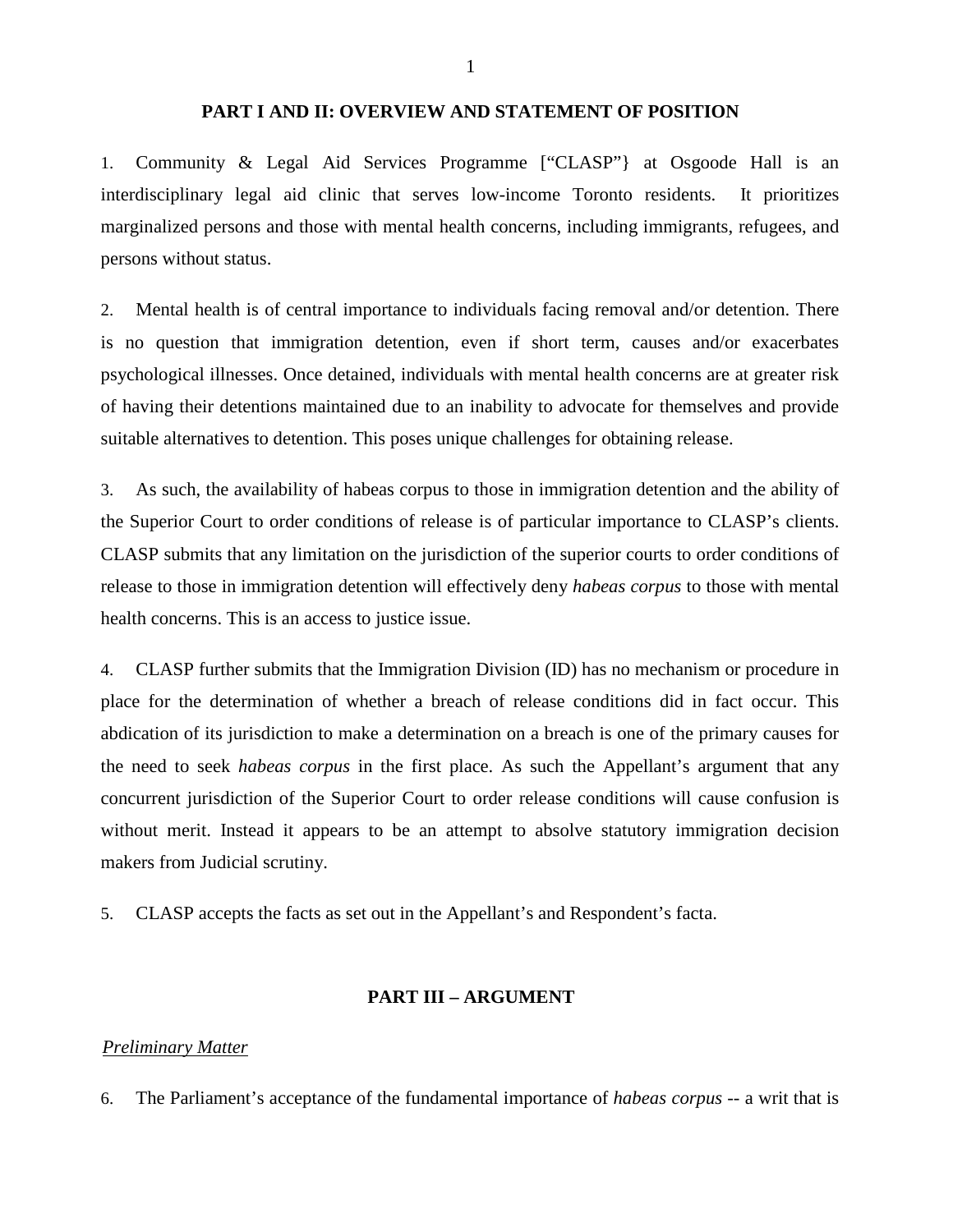## PART I AND II: OVERVIEW AND STATEMENT OF POSITION

1. Community & Legal Aid Services Programme ["CLASP"} at Osgoode Hall is an interdisciplinary legal aid clinic that serves low-income Toronto residents. It prioritizes marginalized persons and those with mental health concerns, including immigrants, refugees, and persons without status.

2. Mental health is of central importance to individuals facing removal and/or detention. There is no question that immigration detention, even if short term, causes and/or exacerbates psychological illnesses. Once detained, individuals with mental health concerns are at greater risk of having their detentions maintained due to an inability to advocate for themselves and provide suitable alternatives to detention. This poses unique challenges for obtaining release.

3. As such, the availability of habeas corpus to those in immigration detention and the ability of the Superior Court to order conditions of release is of particular importance to CLASP's clients. CLASP submits that any limitation on the jurisdiction of the superior courts to order conditions of release to those in immigration detention will effectively deny *habeas corpus* to those with mental health concerns. This is an access to justice issue.

4. CLASP further submits that the Immigration Division (ID) has no mechanism or procedure in place for the determination of whether a breach of release conditions did in fact occur. This abdication of its jurisdiction to make a determination on a breach is one of the primary causes for the need to seek *habeas corpus* in the first place. As such the Appellant's argument that any concurrent jurisdiction of the Superior Court to order release conditions will cause confusion is without merit. Instead it appears to be an attempt to absolve statutory immigration decision makers from Judicial scrutiny.

5. CLASP accepts the facts as set out in the Appellant's and Respondent's facta.

## PART III – ARGUMENT

*Preliminary Matter*

6. The Parliament's acceptance of the fundamental importance of *habeas corpus* -- a writ that is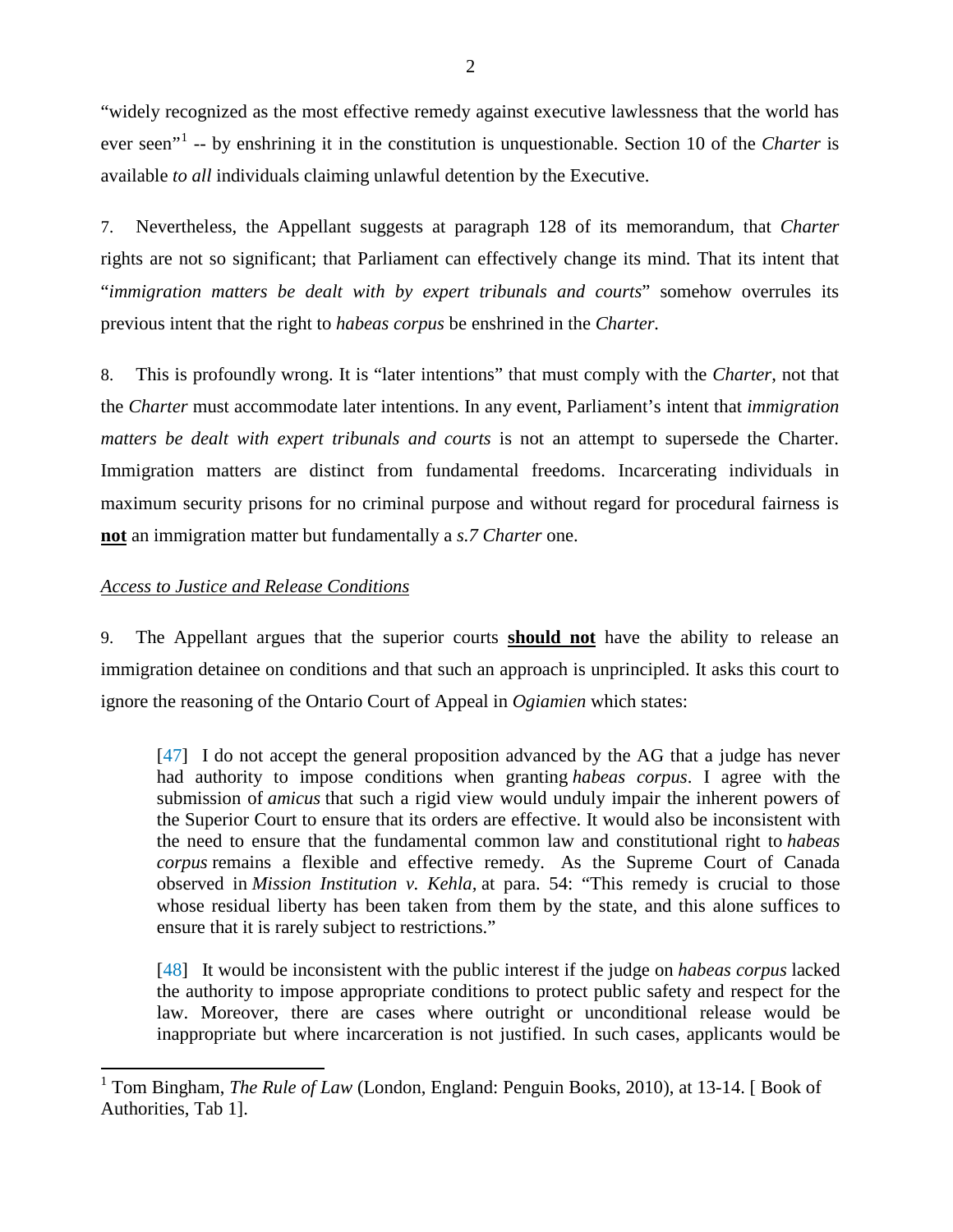"widely recognized as the most effective remedy against executive lawlessness that the world has ever seen"[1] -- by enshrining it in the constitution is unquestionable. Section 10 of the *Charter* is available *to all* individuals claiming unlawful detention by the Executive.

7. Nevertheless, the Appellant suggests at paragraph 128 of its memorandum, that *Charter* rights are not so significant; that Parliament can effectively change its mind. That its intent that "*immigration matters be dealt with by expert tribunals and courts*" somehow overrules its previous intent that the right to *habeas corpus* be enshrined in the *Charter.*

8. This is profoundly wrong. It is "later intentions" that must comply with the *Charter*, not that the *Charter* must accommodate later intentions. In any event, Parliament's intent that *immigration matters be dealt with expert tribunals and courts* is not an attempt to supersede the Charter. Immigration matters are distinct from fundamental freedoms. Incarcerating individuals in maximum security prisons for no criminal purpose and without regard for procedural fairness is **not** an immigration matter but fundamentally a *s.7 Charter* one.

*Access to Justice and Release Conditions*

9. The Appellant argues that the superior courts **should not** have the ability to release an immigration detainee on conditions and that such an approach is unprincipled. It asks this court to ignore the reasoning of the Ontario Court of Appeal in *Ogiamien* which states:

> [47] I do not accept the general proposition advanced by the AG that a judge has never had authority to impose conditions when granting *habeas corpus*. I agree with the submission of *amicus* that such a rigid view would unduly impair the inherent powers of the Superior Court to ensure that its orders are effective. It would also be inconsistent with the need to ensure that the fundamental common law and constitutional right to *habeas corpus* remains a flexible and effective remedy. As the Supreme Court of Canada observed in *Mission Institution v. Kehla*, at para. 54: "This remedy is crucial to those whose residual liberty has been taken from them by the state, and this alone suffices to ensure that it is rarely subject to restrictions."
>
> [48] It would be inconsistent with the public interest if the judge on *habeas corpus* lacked the authority to impose appropriate conditions to protect public safety and respect for the law. Moreover, there are cases where outright or unconditional release would be inappropriate but where incarceration is not justified. In such cases, applicants would be

[1] Tom Bingham, *The Rule of Law* (London, England: Penguin Books, 2010), at 13-14. [ Book of Authorities, Tab 1].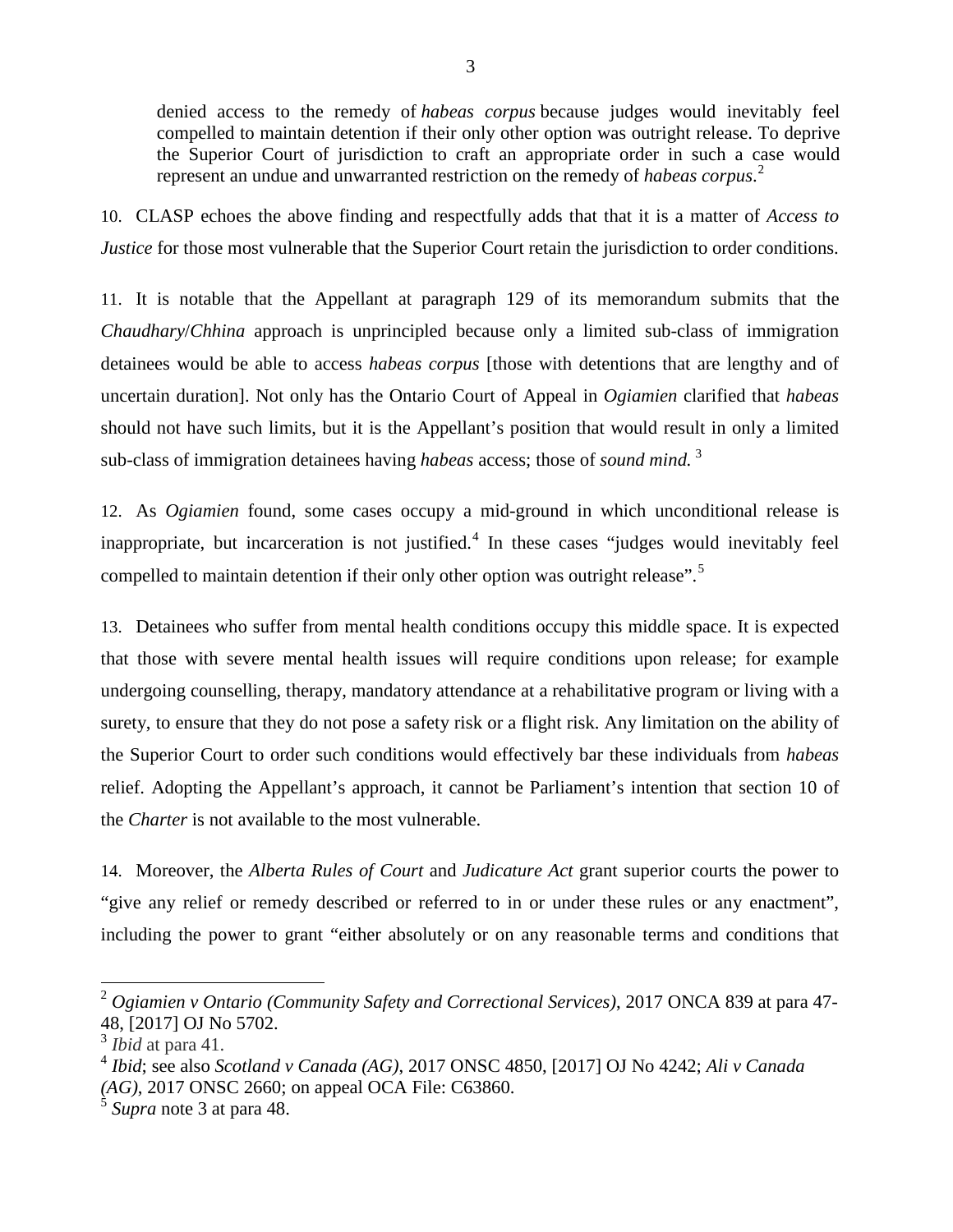denied access to the remedy of *habeas corpus* because judges would inevitably feel compelled to maintain detention if their only other option was outright release. To deprive the Superior Court of jurisdiction to craft an appropriate order in such a case would represent an undue and unwarranted restriction on the remedy of *habeas corpus*.[2]

10. CLASP echoes the above finding and respectfully adds that that it is a matter of *Access to Justice* for those most vulnerable that the Superior Court retain the jurisdiction to order conditions.

11. It is notable that the Appellant at paragraph 129 of its memorandum submits that the *Chaudhary*/*Chhina* approach is unprincipled because only a limited sub-class of immigration detainees would be able to access *habeas corpus* [those with detentions that are lengthy and of uncertain duration]. Not only has the Ontario Court of Appeal in *Ogiamien* clarified that *habeas* should not have such limits, but it is the Appellant's position that would result in only a limited sub-class of immigration detainees having *habeas* access; those of *sound mind.*[3]

12. As *Ogiamien* found, some cases occupy a mid-ground in which unconditional release is inappropriate, but incarceration is not justified.[4] In these cases "judges would inevitably feel compelled to maintain detention if their only other option was outright release".[5]

13. Detainees who suffer from mental health conditions occupy this middle space. It is expected that those with severe mental health issues will require conditions upon release; for example undergoing counselling, therapy, mandatory attendance at a rehabilitative program or living with a surety, to ensure that they do not pose a safety risk or a flight risk. Any limitation on the ability of the Superior Court to order such conditions would effectively bar these individuals from *habeas* relief. Adopting the Appellant's approach, it cannot be Parliament's intention that section 10 of the *Charter* is not available to the most vulnerable.

14. Moreover, the *Alberta Rules of Court* and *Judicature Act* grant superior courts the power to "give any relief or remedy described or referred to in or under these rules or any enactment", including the power to grant "either absolutely or on any reasonable terms and conditions that

---

[2] *Ogiamien v Ontario (Community Safety and Correctional Services)*, 2017 ONCA 839 at para 47-48, [2017] OJ No 5702.

[3] *Ibid* at para 41.

[4] *Ibid*; see also *Scotland v Canada (AG)*, 2017 ONSC 4850, [2017] OJ No 4242; *Ali v Canada (AG)*, 2017 ONSC 2660; on appeal OCA File: C63860.

[5] *Supra* note 3 at para 48.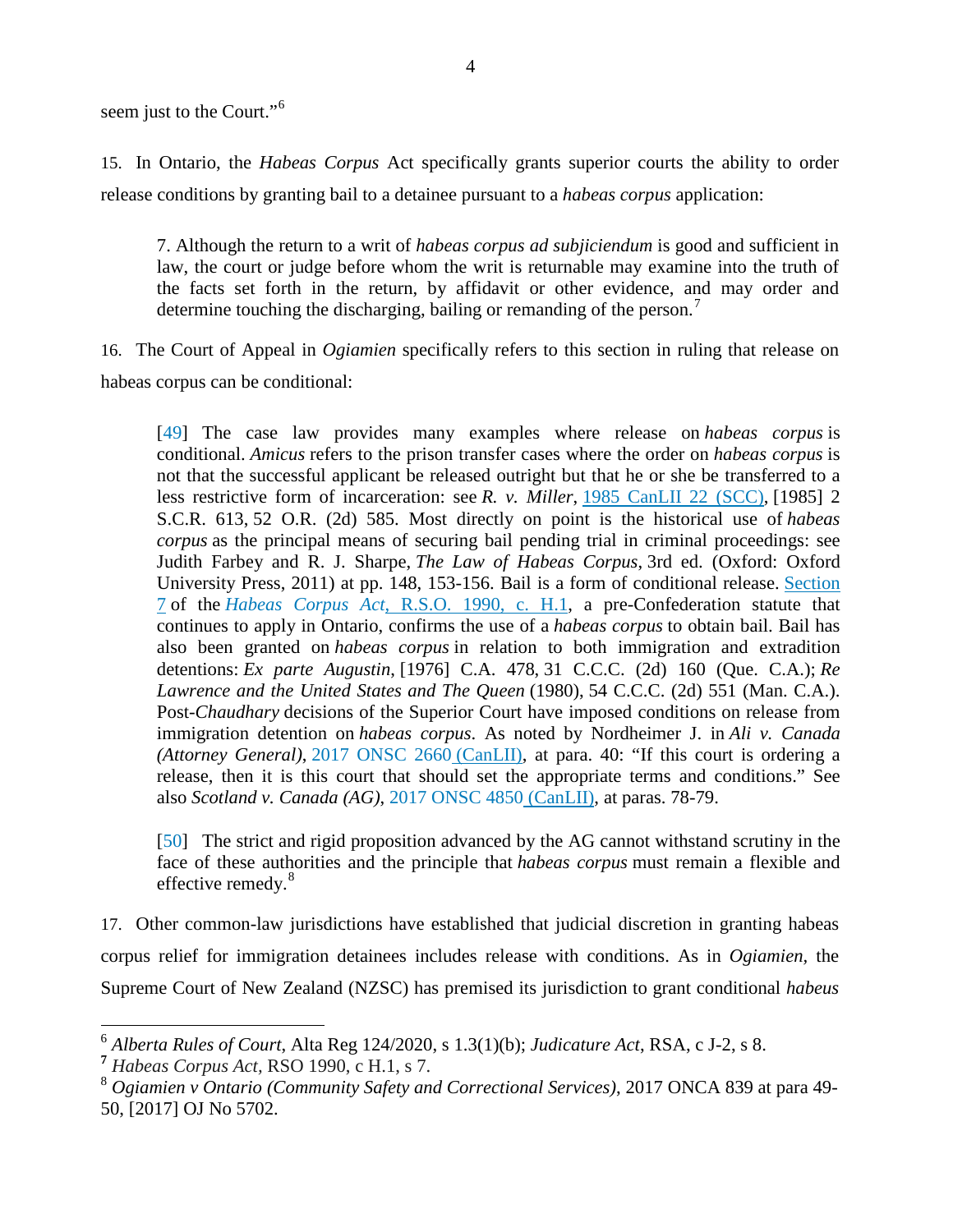seem just to the Court."[6]

15. In Ontario, the *Habeas Corpus* Act specifically grants superior courts the ability to order release conditions by granting bail to a detainee pursuant to a *habeas corpus* application:

> 7. Although the return to a writ of *habeas corpus ad subjiciendum* is good and sufficient in law, the court or judge before whom the writ is returnable may examine into the truth of the facts set forth in the return, by affidavit or other evidence, and may order and determine touching the discharging, bailing or remanding of the person.[7]

16. The Court of Appeal in *Ogiamien* specifically refers to this section in ruling that release on habeas corpus can be conditional:

> [49] The case law provides many examples where release on *habeas corpus* is conditional. *Amicus* refers to the prison transfer cases where the order on *habeas corpus* is not that the successful applicant be released outright but that he or she be transferred to a less restrictive form of incarceration: see *R. v. Miller*, 1985 CanLII 22 (SCC), [1985] 2 S.C.R. 613, 52 O.R. (2d) 585. Most directly on point is the historical use of *habeas corpus* as the principal means of securing bail pending trial in criminal proceedings: see Judith Farbey and R. J. Sharpe, *The Law of Habeas Corpus*, 3rd ed. (Oxford: Oxford University Press, 2011) at pp. 148, 153-156. Bail is a form of conditional release. Section 7 of the *Habeas Corpus Act*, R.S.O. 1990, c. H.1, a pre-Confederation statute that continues to apply in Ontario, confirms the use of a *habeas corpus* to obtain bail. Bail has also been granted on *habeas corpus* in relation to both immigration and extradition detentions: *Ex parte Augustin*, [1976] C.A. 478, 31 C.C.C. (2d) 160 (Que. C.A.); *Re Lawrence and the United States and The Queen* (1980), 54 C.C.C. (2d) 551 (Man. C.A.). Post-*Chaudhary* decisions of the Superior Court have imposed conditions on release from immigration detention on *habeas corpus*. As noted by Nordheimer J. in *Ali v. Canada (Attorney General)*, 2017 ONSC 2660 (CanLII), at para. 40: "If this court is ordering a release, then it is this court that should set the appropriate terms and conditions." See also *Scotland v. Canada (AG)*, 2017 ONSC 4850 (CanLII), at paras. 78-79.
>
> [50] The strict and rigid proposition advanced by the AG cannot withstand scrutiny in the face of these authorities and the principle that *habeas corpus* must remain a flexible and effective remedy.[8]

17. Other common-law jurisdictions have established that judicial discretion in granting habeas corpus relief for immigration detainees includes release with conditions. As in *Ogiamien,* the Supreme Court of New Zealand (NZSC) has premised its jurisdiction to grant conditional *habeus*

---

[6] *Alberta Rules of Court*, Alta Reg 124/2020, s 1.3(1)(b); *Judicature Act*, RSA, c J-2, s 8.

[7] *Habeas Corpus Act,* RSO 1990, c H.1, s 7.

[8] *Ogiamien v Ontario (Community Safety and Correctional Services)*, 2017 ONCA 839 at para 49-50, [2017] OJ No 5702.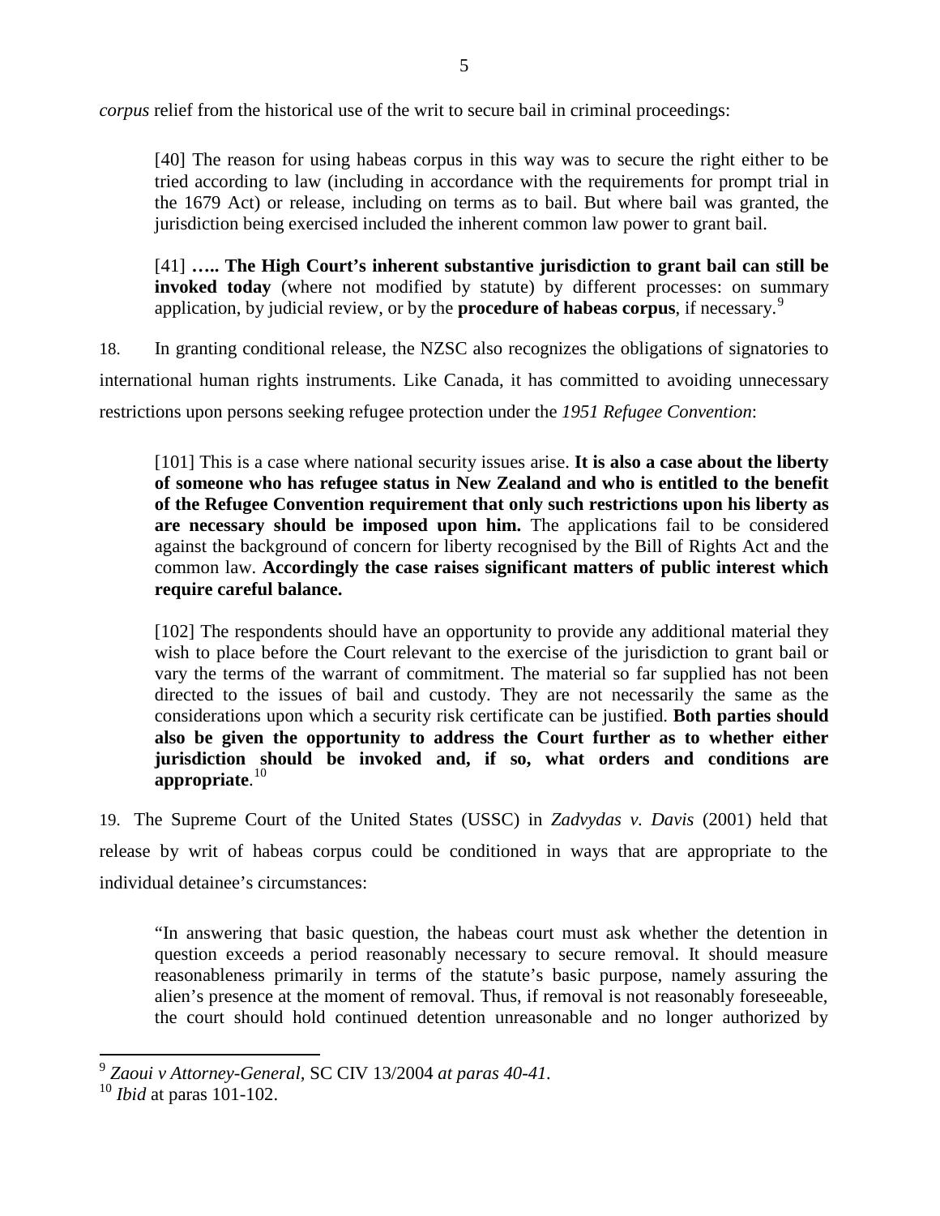*corpus* relief from the historical use of the writ to secure bail in criminal proceedings:

> [40] The reason for using habeas corpus in this way was to secure the right either to be tried according to law (including in accordance with the requirements for prompt trial in the 1679 Act) or release, including on terms as to bail. But where bail was granted, the jurisdiction being exercised included the inherent common law power to grant bail.
>
> [41] **….. The High Court's inherent substantive jurisdiction to grant bail can still be invoked today** (where not modified by statute) by different processes: on summary application, by judicial review, or by the **procedure of habeas corpus**, if necessary.[9]

18. In granting conditional release, the NZSC also recognizes the obligations of signatories to international human rights instruments. Like Canada, it has committed to avoiding unnecessary restrictions upon persons seeking refugee protection under the *1951 Refugee Convention*:

> [101] This is a case where national security issues arise. **It is also a case about the liberty of someone who has refugee status in New Zealand and who is entitled to the benefit of the Refugee Convention requirement that only such restrictions upon his liberty as are necessary should be imposed upon him.** The applications fall to be considered against the background of concern for liberty recognised by the Bill of Rights Act and the common law. **Accordingly the case raises significant matters of public interest which require careful balance.**
>
> [102] The respondents should have an opportunity to provide any additional material they wish to place before the Court relevant to the exercise of the jurisdiction to grant bail or vary the terms of the warrant of commitment. The material so far supplied has not been directed to the issues of bail and custody. They are not necessarily the same as the considerations upon which a security risk certificate can be justified. **Both parties should also be given the opportunity to address the Court further as to whether either jurisdiction should be invoked and, if so, what orders and conditions are appropriate**.[10]

19. The Supreme Court of the United States (USSC) in *Zadvydas v. Davis* (2001) held that release by writ of habeas corpus could be conditioned in ways that are appropriate to the individual detainee's circumstances:

> "In answering that basic question, the habeas court must ask whether the detention in question exceeds a period reasonably necessary to secure removal. It should measure reasonableness primarily in terms of the statute's basic purpose, namely assuring the alien's presence at the moment of removal. Thus, if removal is not reasonably foreseeable, the court should hold continued detention unreasonable and no longer authorized by

---

[9] *Zaoui v Attorney-General,* SC CIV 13/2004 *at paras 40-41.*

[10] *Ibid* at paras 101-102.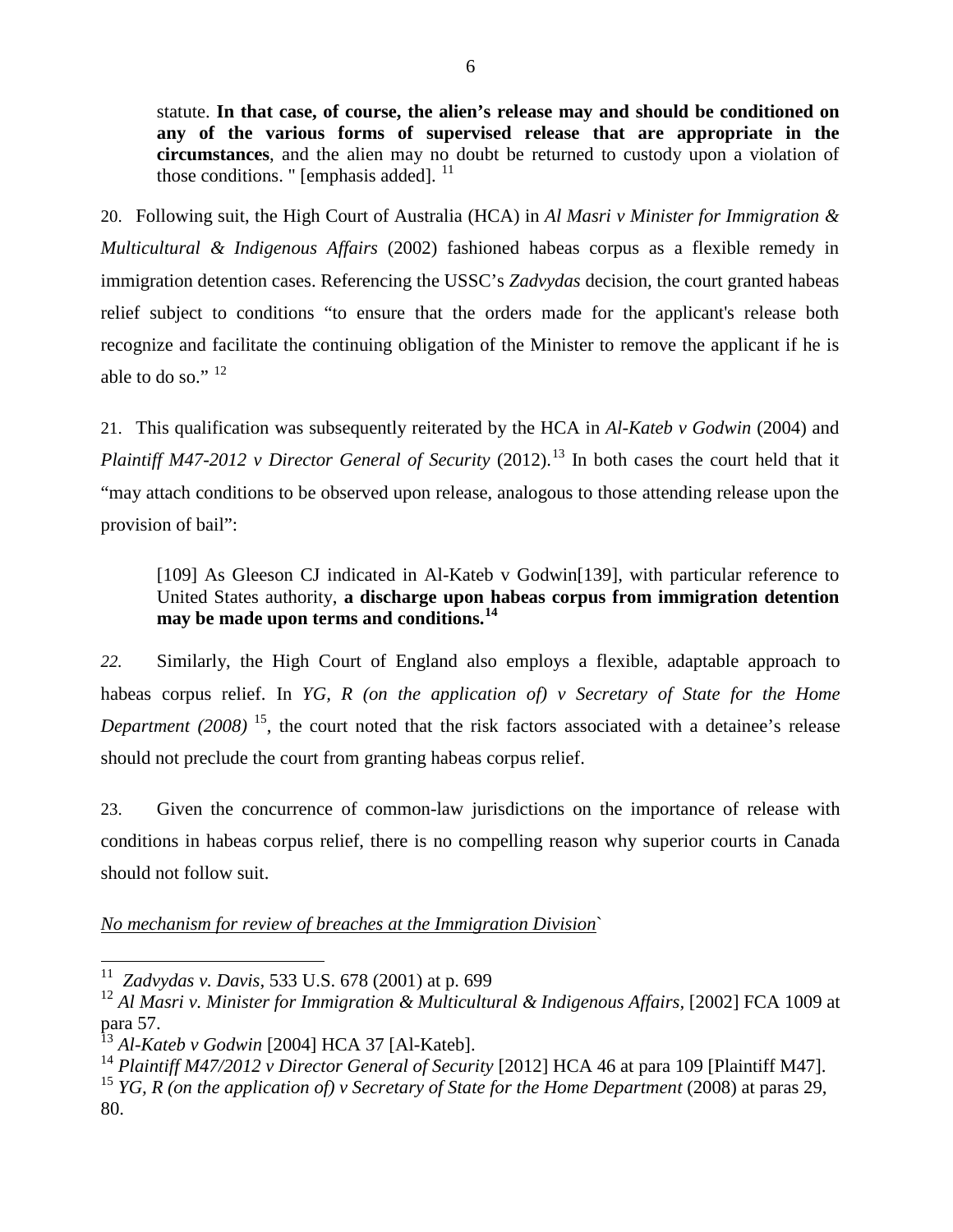statute. **In that case, of course, the alien's release may and should be conditioned on any of the various forms of supervised release that are appropriate in the circumstances**, and the alien may no doubt be returned to custody upon a violation of those conditions. " [emphasis added]. [11]

20. Following suit, the High Court of Australia (HCA) in *Al Masri v Minister for Immigration & Multicultural & Indigenous Affairs* (2002) fashioned habeas corpus as a flexible remedy in immigration detention cases. Referencing the USSC's *Zadvydas* decision, the court granted habeas relief subject to conditions "to ensure that the orders made for the applicant's release both recognize and facilitate the continuing obligation of the Minister to remove the applicant if he is able to do so." [12]

21. This qualification was subsequently reiterated by the HCA in *Al-Kateb v Godwin* (2004) and *Plaintiff M47-2012 v Director General of Security* (2012).[13] In both cases the court held that it "may attach conditions to be observed upon release, analogous to those attending release upon the provision of bail":

> [109] As Gleeson CJ indicated in Al-Kateb v Godwin[139], with particular reference to United States authority, **a discharge upon habeas corpus from immigration detention may be made upon terms and conditions.**[14]

*22.* Similarly, the High Court of England also employs a flexible, adaptable approach to habeas corpus relief. In *YG, R (on the application of) v Secretary of State for the Home Department (2008)* [15], the court noted that the risk factors associated with a detainee's release should not preclude the court from granting habeas corpus relief.

23. Given the concurrence of common-law jurisdictions on the importance of release with conditions in habeas corpus relief, there is no compelling reason why superior courts in Canada should not follow suit.

*No mechanism for review of breaches at the Immigration Division*`

---

[11] *Zadvydas v. Davis*, 533 U.S. 678 (2001) at p. 699

[12] *Al Masri v. Minister for Immigration & Multicultural & Indigenous Affairs*, [2002] FCA 1009 at para 57.

[13] *Al-Kateb v Godwin* [2004] HCA 37 [Al-Kateb].

[14] *Plaintiff M47/2012 v Director General of Security* [2012] HCA 46 at para 109 [Plaintiff M47].

[15] *YG, R (on the application of) v Secretary of State for the Home Department* (2008) at paras 29, 80.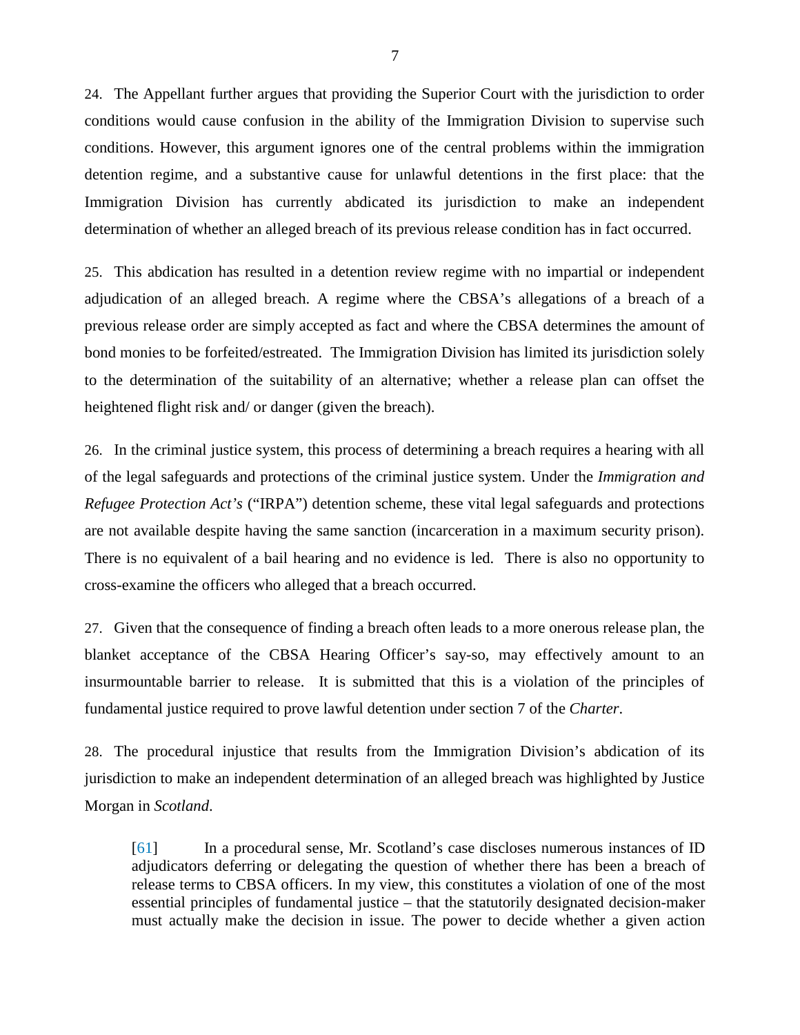24. The Appellant further argues that providing the Superior Court with the jurisdiction to order conditions would cause confusion in the ability of the Immigration Division to supervise such conditions. However, this argument ignores one of the central problems within the immigration detention regime, and a substantive cause for unlawful detentions in the first place: that the Immigration Division has currently abdicated its jurisdiction to make an independent determination of whether an alleged breach of its previous release condition has in fact occurred.

25. This abdication has resulted in a detention review regime with no impartial or independent adjudication of an alleged breach. A regime where the CBSA's allegations of a breach of a previous release order are simply accepted as fact and where the CBSA determines the amount of bond monies to be forfeited/estreated. The Immigration Division has limited its jurisdiction solely to the determination of the suitability of an alternative; whether a release plan can offset the heightened flight risk and/ or danger (given the breach).

26. In the criminal justice system, this process of determining a breach requires a hearing with all of the legal safeguards and protections of the criminal justice system. Under the *Immigration and Refugee Protection Act's* ("IRPA") detention scheme, these vital legal safeguards and protections are not available despite having the same sanction (incarceration in a maximum security prison). There is no equivalent of a bail hearing and no evidence is led. There is also no opportunity to cross-examine the officers who alleged that a breach occurred.

27. Given that the consequence of finding a breach often leads to a more onerous release plan, the blanket acceptance of the CBSA Hearing Officer's say-so, may effectively amount to an insurmountable barrier to release. It is submitted that this is a violation of the principles of fundamental justice required to prove lawful detention under section 7 of the *Charter*.

28. The procedural injustice that results from the Immigration Division's abdication of its jurisdiction to make an independent determination of an alleged breach was highlighted by Justice Morgan in *Scotland*.

> [61] In a procedural sense, Mr. Scotland's case discloses numerous instances of ID adjudicators deferring or delegating the question of whether there has been a breach of release terms to CBSA officers. In my view, this constitutes a violation of one of the most essential principles of fundamental justice – that the statutorily designated decision-maker must actually make the decision in issue. The power to decide whether a given action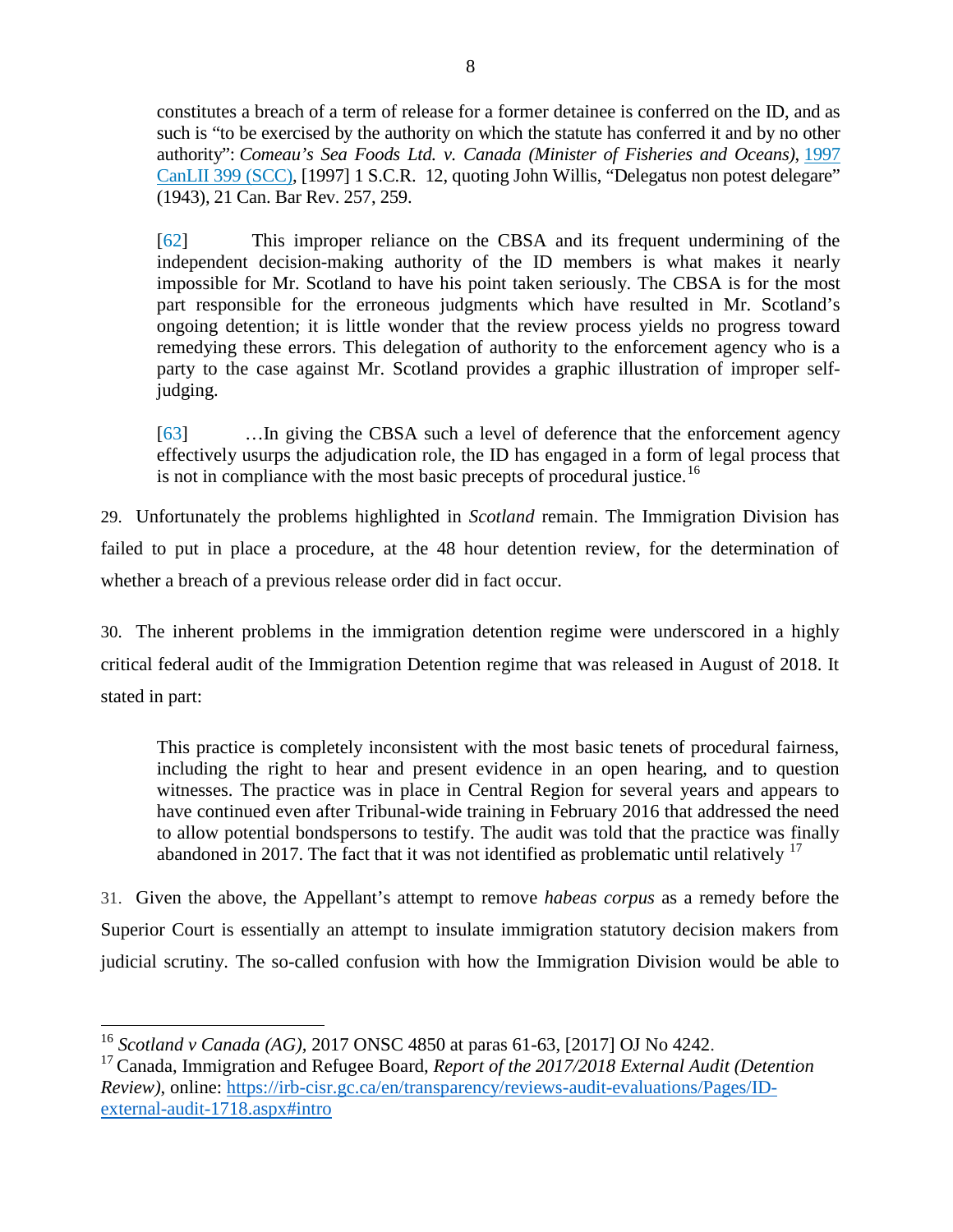constitutes a breach of a term of release for a former detainee is conferred on the ID, and as such is "to be exercised by the authority on which the statute has conferred it and by no other authority": *Comeau's Sea Foods Ltd. v. Canada (Minister of Fisheries and Oceans)*, 1997 CanLII 399 (SCC), [1997] 1 S.C.R. 12, quoting John Willis, "Delegatus non potest delegare" (1943), 21 Can. Bar Rev. 257, 259.

> [62] This improper reliance on the CBSA and its frequent undermining of the independent decision-making authority of the ID members is what makes it nearly impossible for Mr. Scotland to have his point taken seriously. The CBSA is for the most part responsible for the erroneous judgments which have resulted in Mr. Scotland's ongoing detention; it is little wonder that the review process yields no progress toward remedying these errors. This delegation of authority to the enforcement agency who is a party to the case against Mr. Scotland provides a graphic illustration of improper self-judging.
>
> [63] …In giving the CBSA such a level of deference that the enforcement agency effectively usurps the adjudication role, the ID has engaged in a form of legal process that is not in compliance with the most basic precepts of procedural justice.[16]

29. Unfortunately the problems highlighted in *Scotland* remain. The Immigration Division has failed to put in place a procedure, at the 48 hour detention review, for the determination of whether a breach of a previous release order did in fact occur.

30. The inherent problems in the immigration detention regime were underscored in a highly critical federal audit of the Immigration Detention regime that was released in August of 2018. It stated in part:

> This practice is completely inconsistent with the most basic tenets of procedural fairness, including the right to hear and present evidence in an open hearing, and to question witnesses. The practice was in place in Central Region for several years and appears to have continued even after Tribunal-wide training in February 2016 that addressed the need to allow potential bondspersons to testify. The audit was told that the practice was finally abandoned in 2017. The fact that it was not identified as problematic until relatively [17]

31. Given the above, the Appellant's attempt to remove *habeas corpus* as a remedy before the Superior Court is essentially an attempt to insulate immigration statutory decision makers from judicial scrutiny. The so-called confusion with how the Immigration Division would be able to

---

[16] *Scotland v Canada (AG)*, 2017 ONSC 4850 at paras 61-63, [2017] OJ No 4242.

[17] Canada, Immigration and Refugee Board, *Report of the 2017/2018 External Audit (Detention Review)*, online: https://irb-cisr.gc.ca/en/transparency/reviews-audit-evaluations/Pages/ID-external-audit-1718.aspx#intro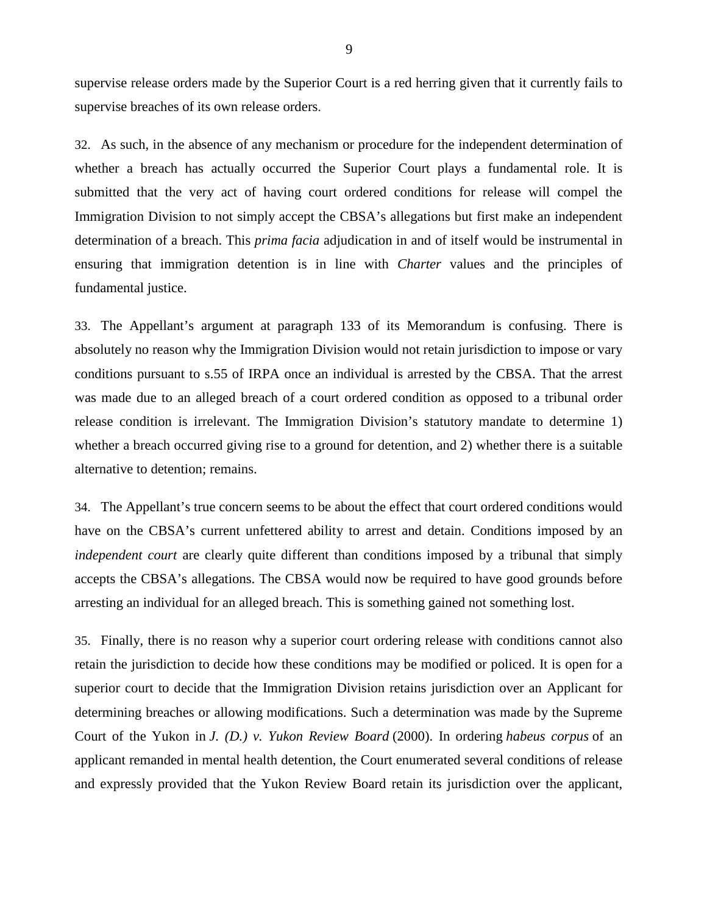supervise release orders made by the Superior Court is a red herring given that it currently fails to supervise breaches of its own release orders.

32. As such, in the absence of any mechanism or procedure for the independent determination of whether a breach has actually occurred the Superior Court plays a fundamental role. It is submitted that the very act of having court ordered conditions for release will compel the Immigration Division to not simply accept the CBSA's allegations but first make an independent determination of a breach. This *prima facia* adjudication in and of itself would be instrumental in ensuring that immigration detention is in line with *Charter* values and the principles of fundamental justice.

33. The Appellant's argument at paragraph 133 of its Memorandum is confusing. There is absolutely no reason why the Immigration Division would not retain jurisdiction to impose or vary conditions pursuant to s.55 of IRPA once an individual is arrested by the CBSA. That the arrest was made due to an alleged breach of a court ordered condition as opposed to a tribunal order release condition is irrelevant. The Immigration Division's statutory mandate to determine 1) whether a breach occurred giving rise to a ground for detention, and 2) whether there is a suitable alternative to detention; remains.

34. The Appellant's true concern seems to be about the effect that court ordered conditions would have on the CBSA's current unfettered ability to arrest and detain. Conditions imposed by an *independent court* are clearly quite different than conditions imposed by a tribunal that simply accepts the CBSA's allegations. The CBSA would now be required to have good grounds before arresting an individual for an alleged breach. This is something gained not something lost.

35. Finally, there is no reason why a superior court ordering release with conditions cannot also retain the jurisdiction to decide how these conditions may be modified or policed. It is open for a superior court to decide that the Immigration Division retains jurisdiction over an Applicant for determining breaches or allowing modifications. Such a determination was made by the Supreme Court of the Yukon in *J. (D.) v. Yukon Review Board* (2000). In ordering *habeus corpus* of an applicant remanded in mental health detention, the Court enumerated several conditions of release and expressly provided that the Yukon Review Board retain its jurisdiction over the applicant,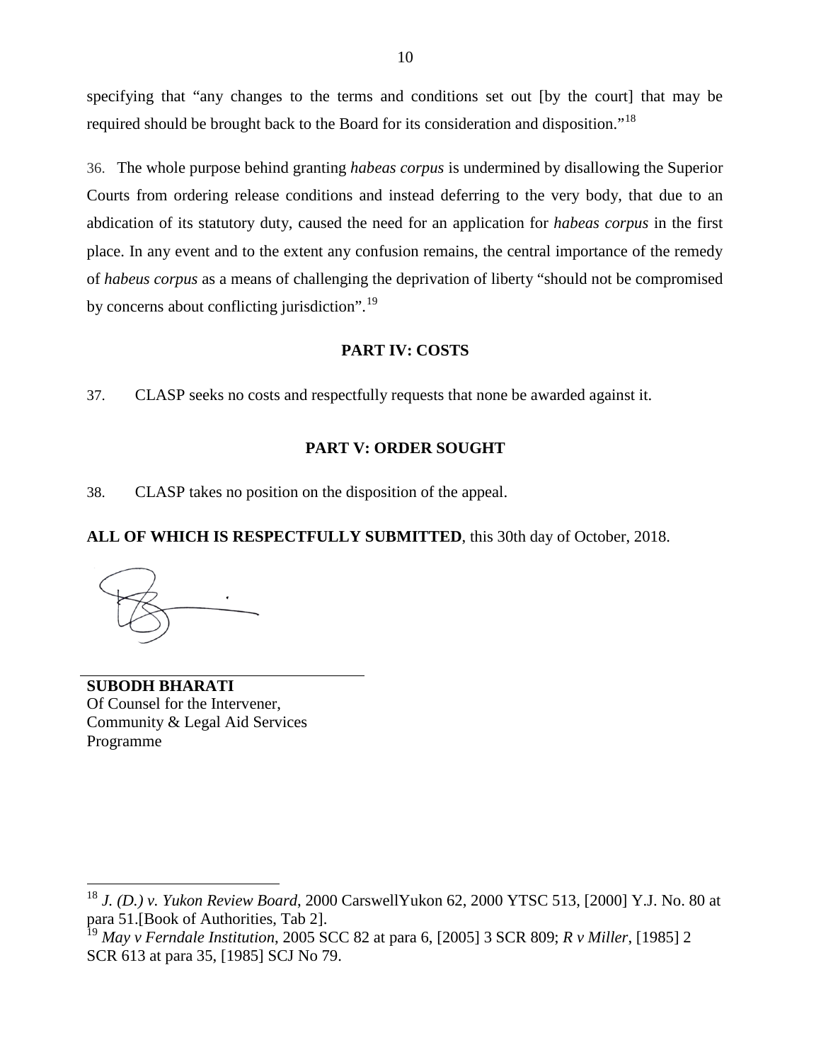specifying that "any changes to the terms and conditions set out [by the court] that may be required should be brought back to the Board for its consideration and disposition."[18]

36. The whole purpose behind granting *habeas corpus* is undermined by disallowing the Superior Courts from ordering release conditions and instead deferring to the very body, that due to an abdication of its statutory duty, caused the need for an application for *habeas corpus* in the first place. In any event and to the extent any confusion remains, the central importance of the remedy of *habeus corpus* as a means of challenging the deprivation of liberty "should not be compromised by concerns about conflicting jurisdiction".[19]

## PART IV: COSTS

37. CLASP seeks no costs and respectfully requests that none be awarded against it.

## PART V: ORDER SOUGHT

38. CLASP takes no position on the disposition of the appeal.

**ALL OF WHICH IS RESPECTFULLY SUBMITTED**, this 30th day of October, 2018.

**SUBODH BHARATI**
Of Counsel for the Intervener,
Community & Legal Aid Services Programme

---

[18] *J. (D.) v. Yukon Review Board*, 2000 CarswellYukon 62, 2000 YTSC 513, [2000] Y.J. No. 80 at para 51.[Book of Authorities, Tab 2].

[19] *May v Ferndale Institution*, 2005 SCC 82 at para 6, [2005] 3 SCR 809; *R v Miller*, [1985] 2 SCR 613 at para 35, [1985] SCJ No 79.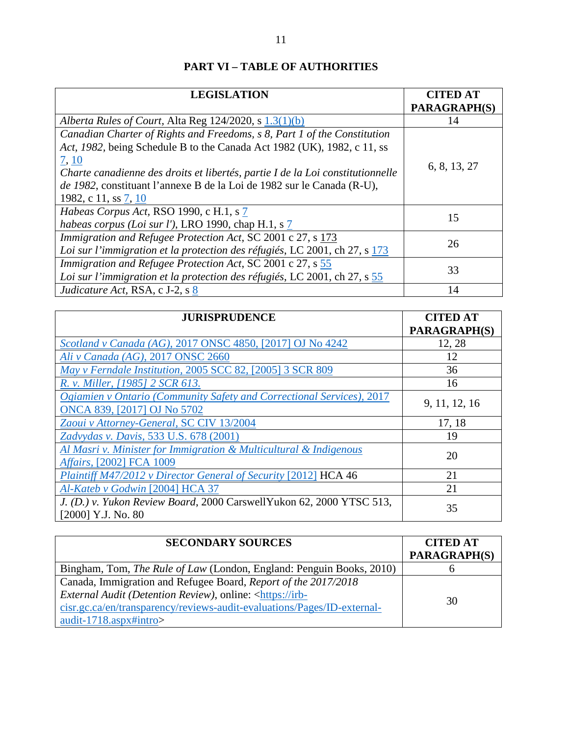# PART VI – TABLE OF AUTHORITIES

| LEGISLATION | CITED AT PARAGRAPH(S) |
|---|---|
| *Alberta Rules of Court*, Alta Reg 124/2020, s 1.3(1)(b) | 14 |
| *Canadian Charter of Rights and Freedoms, s 8, Part 1 of the Constitution Act, 1982,* being Schedule B to the Canada Act 1982 (UK), 1982, c 11, ss 7, 10<br>*Charte canadienne des droits et libertés, partie I de la Loi constitutionnelle de 1982*, constituant l'annexe B de la Loi de 1982 sur le Canada (R-U), 1982, c 11, ss 7, 10 | 6, 8, 13, 27 |
| *Habeas Corpus Act*, RSO 1990, c H.1, s 7<br>*habeas corpus (Loi sur l')*, LRO 1990, chap H.1, s 7 | 15 |
| *Immigration and Refugee Protection Act*, SC 2001 c 27, s 173<br>*Loi sur l'immigration et la protection des réfugiés*, LC 2001, ch 27, s 173 | 26 |
| *Immigration and Refugee Protection Act*, SC 2001 c 27, s 55<br>*Loi sur l'immigration et la protection des réfugiés*, LC 2001, ch 27, s 55 | 33 |
| *Judicature Act*, RSA, c J-2, s 8 | 14 |

| JURISPRUDENCE | CITED AT PARAGRAPH(S) |
|---|---|
| *Scotland v Canada (AG)*, 2017 ONSC 4850, [2017] OJ No 4242 | 12, 28 |
| *Ali v Canada (AG)*, 2017 ONSC 2660 | 12 |
| *May v Ferndale Institution*, 2005 SCC 82, [2005] 3 SCR 809 | 36 |
| *R. v. Miller, [1985] 2 SCR 613.* | 16 |
| *Ogiamien v Ontario (Community Safety and Correctional Services)*, 2017 ONCA 839, [2017] OJ No 5702 | 9, 11, 12, 16 |
| *Zaoui v Attorney-General*, SC CIV 13/2004 | 17, 18 |
| *Zadvydas v. Davis*, 533 U.S. 678 (2001) | 19 |
| *Al Masri v. Minister for Immigration & Multicultural & Indigenous Affairs*, [2002] FCA 1009 | 20 |
| *Plaintiff M47/2012 v Director General of Security* [2012] HCA 46 | 21 |
| *Al-Kateb v Godwin* [2004] HCA 37 | 21 |
| *J. (D.) v. Yukon Review Board*, 2000 CarswellYukon 62, 2000 YTSC 513, [2000] Y.J. No. 80 | 35 |

| SECONDARY SOURCES | CITED AT PARAGRAPH(S) |
|---|---|
| Bingham, Tom, *The Rule of Law* (London, England: Penguin Books, 2010) | 6 |
| Canada, Immigration and Refugee Board, *Report of the 2017/2018 External Audit (Detention Review)*, online: <https://irb-cisr.gc.ca/en/transparency/reviews-audit-evaluations/Pages/ID-external-audit-1718.aspx#intro> | 30 |